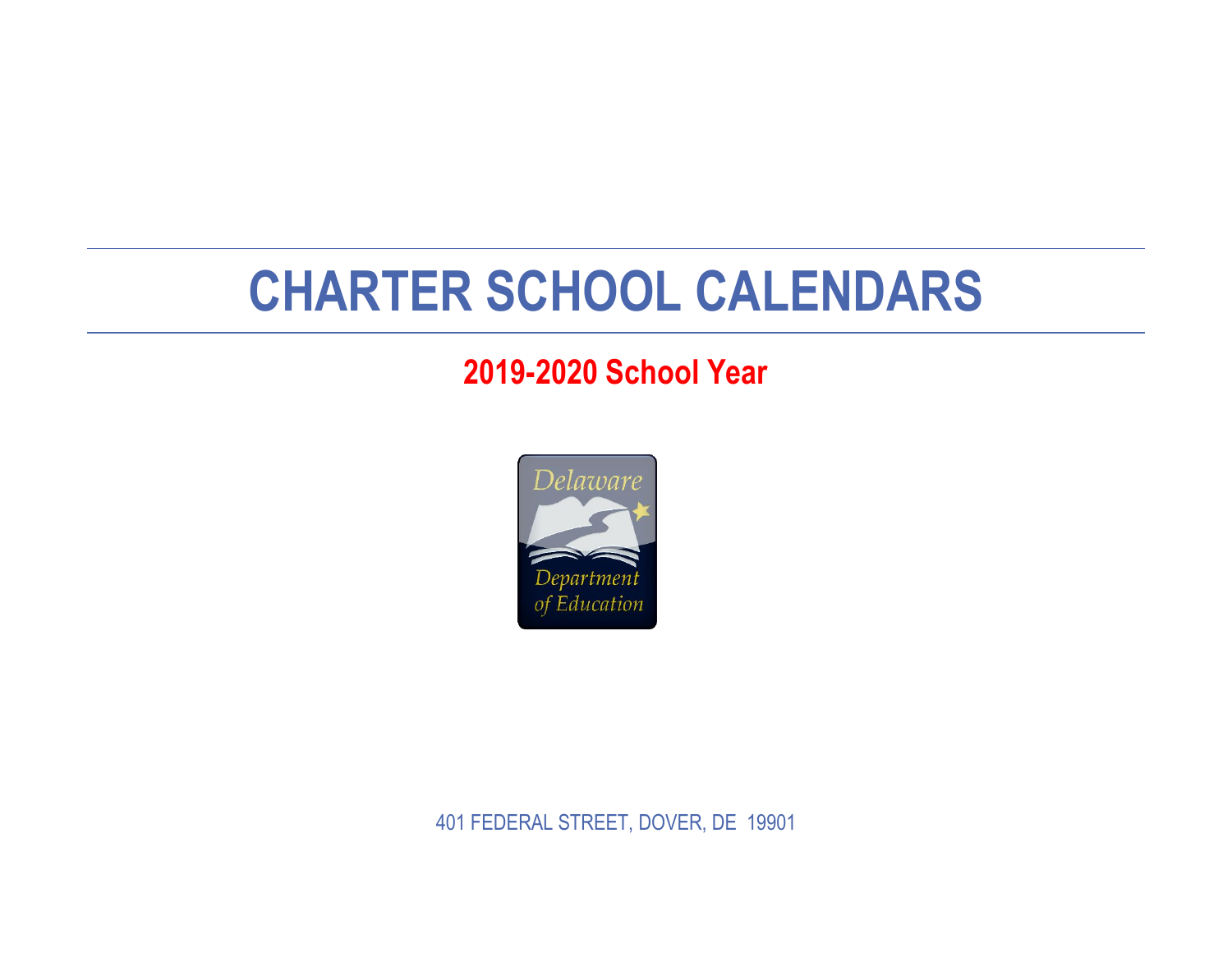# CHARTER SCHOOL CALENDARS

## 2019-2020 School Year

Delaware Department of Education

401 FEDERAL STREET, DOVER, DE 19901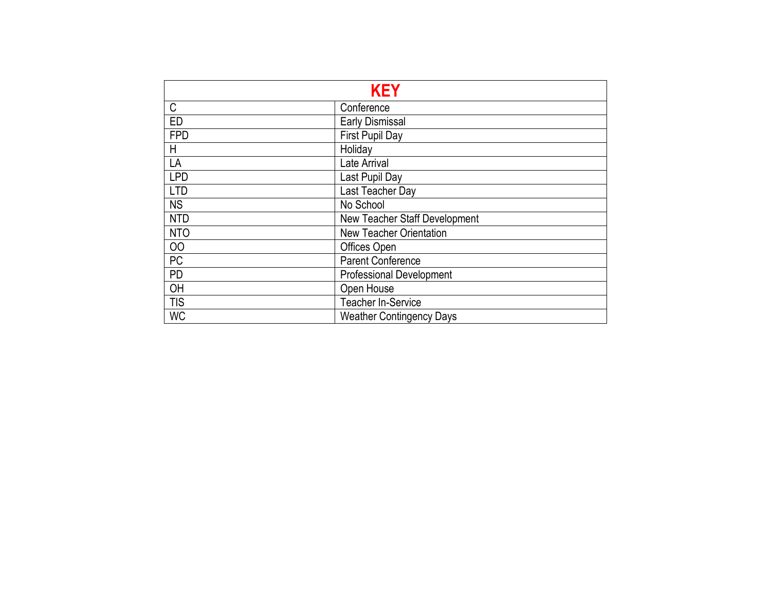| KEY | |
|---|---|
| C | Conference |
| ED | Early Dismissal |
| FPD | First Pupil Day |
| H | Holiday |
| LA | Late Arrival |
| LPD | Last Pupil Day |
| LTD | Last Teacher Day |
| NS | No School |
| NTD | New Teacher Staff Development |
| NTO | New Teacher Orientation |
| OO | Offices Open |
| PC | Parent Conference |
| PD | Professional Development |
| OH | Open House |
| TIS | Teacher In-Service |
| WC | Weather Contingency Days |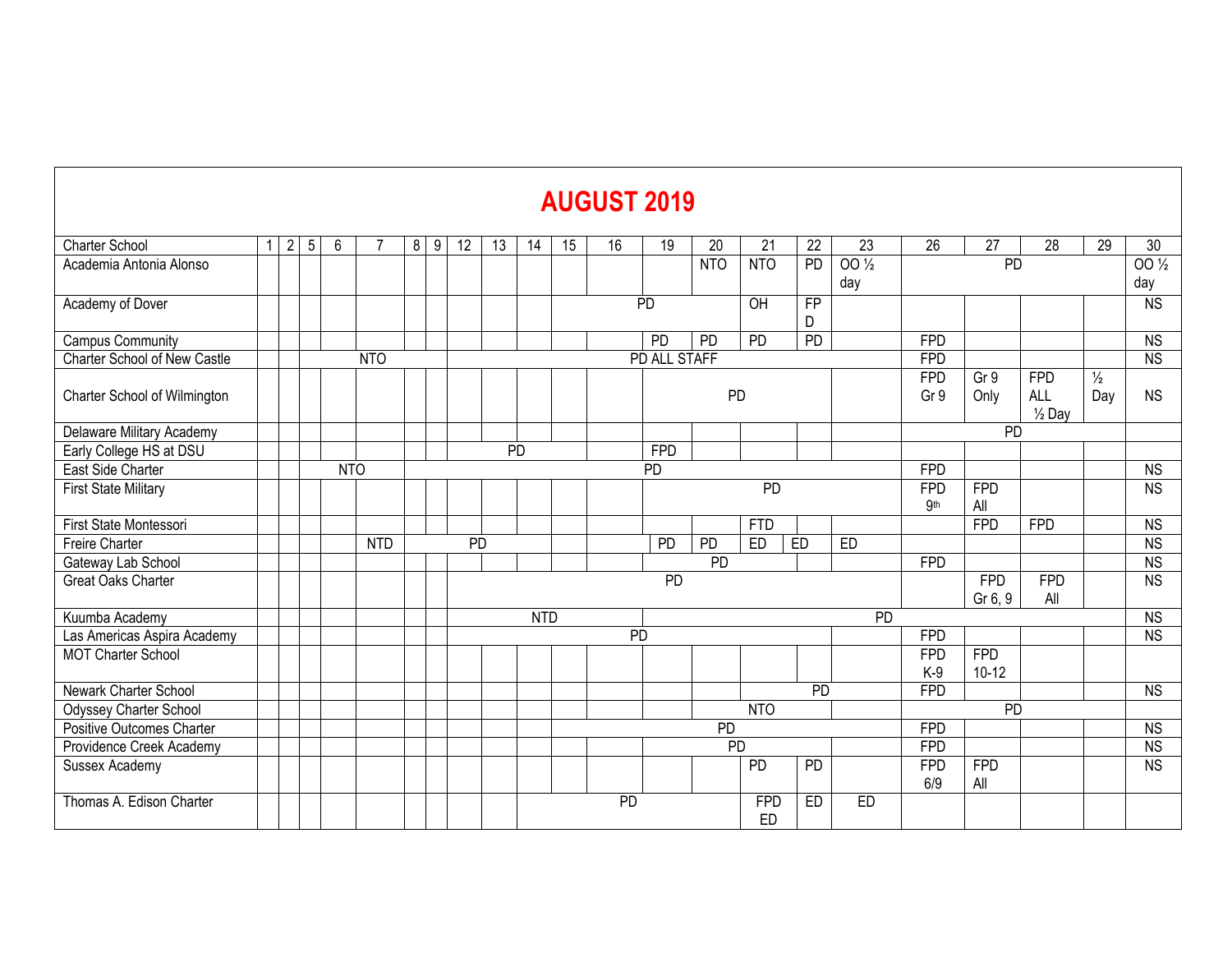# AUGUST 2019

| Charter School | 1 | 2 | 5 | 6 | 7 | 8 | 9 | 12 | 13 | 14 | 15 | 16 | 19 | 20 | 21 | 22 | 23 | 26 | 27 | 28 | 29 | 30 |
|---|---|---|---|---|---|---|---|---|---|---|---|---|---|---|---|---|---|---|---|---|---|---|
| Academia Antonia Alonso | | | | | | | | | | | | | | NTO | NTO | PD | OO ½ day | | PD | | | OO ½ day |
| Academy of Dover | | | | | | | | | | | | | PD | | OH | FPD | | | | | | NS |
| Campus Community | | | | | | | | | | | | | PD | PD | PD | PD | | FPD | | | | NS |
| Charter School of New Castle | | | | | NTO | | | | | | | | PD ALL STAFF | | | | | FPD | | | | NS |
| Charter School of Wilmington | | | | | | | | | | | | | | PD | | | | FPD Gr 9 | Gr 9 Only | FPD ALL ½ Day | ½ Day | NS |
| Delaware Military Academy | | | | | | | | | | | | | | | | | | | PD | | | |
| Early College HS at DSU | | | | | | | | | | PD | | | FPD | | | | | | | | | |
| East Side Charter | | | | NTO | | | | | | | | | PD | | | | | FPD | | | | NS |
| First State Military | | | | | | | | | | | | | | | PD | | | FPD 9th | FPD All | | | NS |
| First State Montessori | | | | | | | | | | | | | | | FTD | | | | FPD | FPD | | NS |
| Freire Charter | | | | | NTD | | | PD | | | | | PD | PD | ED | ED | ED | | | | | NS |
| Gateway Lab School | | | | | | | | | | | | | | PD | | | | FPD | | | | NS |
| Great Oaks Charter | | | | | | | | | | | | | PD | | | | | | FPD Gr 6, 9 | FPD All | | NS |
| Kuumba Academy | | | | | | | | | | NTD | | | | | | | PD | | | | | NS |
| Las Americas Aspira Academy | | | | | | | | | | | | PD | | | | | | FPD | | | | NS |
| MOT Charter School | | | | | | | | | | | | | | | | | | FPD K-9 | FPD 10-12 | | | |
| Newark Charter School | | | | | | | | | | | | | | | | PD | | FPD | | | | NS |
| Odyssey Charter School | | | | | | | | | | | | | | | NTO | | | | PD | | | |
| Positive Outcomes Charter | | | | | | | | | | | | | | PD | | | | FPD | | | | NS |
| Providence Creek Academy | | | | | | | | | | | | | | PD | | | | FPD | | | | NS |
| Sussex Academy | | | | | | | | | | | | | | | PD | PD | | FPD 6/9 | FPD All | | | NS |
| Thomas A. Edison Charter | | | | | | | | | | | | PD | | | FPD ED | ED | ED | | | | | |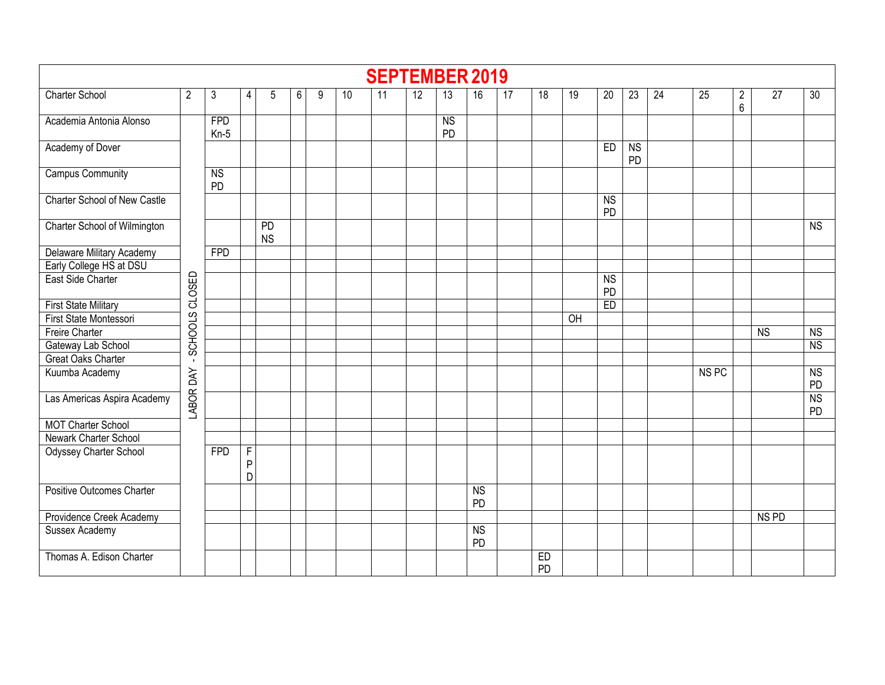# SEPTEMBER 2019

| Charter School | 2 | 3 | 4 | 5 | 6 | 9 | 10 | 11 | 12 | 13 | 16 | 17 | 18 | 19 | 20 | 23 | 24 | 25 | 26 | 27 | 30 |
|---|---|---|---|---|---|---|---|---|---|---|---|---|---|---|---|---|---|---|---|---|---|
| Academia Antonia Alonso | LABOR DAY - SCHOOLS CLOSED | FPD Kn-5 | | | | | | | | NS PD | | | | | | | | | | | |
| Academy of Dover | | | | | | | | | | | | | | | ED | NS PD | | | | | |
| Campus Community | | NS PD | | | | | | | | | | | | | | | | | | | |
| Charter School of New Castle | | | | | | | | | | | | | | | NS PD | | | | | | |
| Charter School of Wilmington | | | | PD NS | | | | | | | | | | | | | | | | | NS |
| Delaware Military Academy | | FPD | | | | | | | | | | | | | | | | | | | |
| Early College HS at DSU | | | | | | | | | | | | | | | | | | | | | |
| East Side Charter | | | | | | | | | | | | | | | NS PD | | | | | | |
| First State Military | | | | | | | | | | | | | | | ED | | | | | | |
| First State Montessori | | | | | | | | | | | | | | OH | | | | | | | |
| Freire Charter | | | | | | | | | | | | | | | | | | | | NS | NS |
| Gateway Lab School | | | | | | | | | | | | | | | | | | | | | NS |
| Great Oaks Charter | | | | | | | | | | | | | | | | | | | | | |
| Kuumba Academy | | | | | | | | | | | | | | | | | | NS PC | | | NS PD |
| Las Americas Aspira Academy | | | | | | | | | | | | | | | | | | | | | NS PD |
| MOT Charter School | | | | | | | | | | | | | | | | | | | | | |
| Newark Charter School | | | | | | | | | | | | | | | | | | | | | |
| Odyssey Charter School | | FPD | FPD | | | | | | | | | | | | | | | | | | |
| Positive Outcomes Charter | | | | | | | | | | | NS PD | | | | | | | | | | |
| Providence Creek Academy | | | | | | | | | | | | | | | | | | | | NS PD | |
| Sussex Academy | | | | | | | | | | | NS PD | | | | | | | | | | |
| Thomas A. Edison Charter | | | | | | | | | | | | | ED PD | | | | | | | | |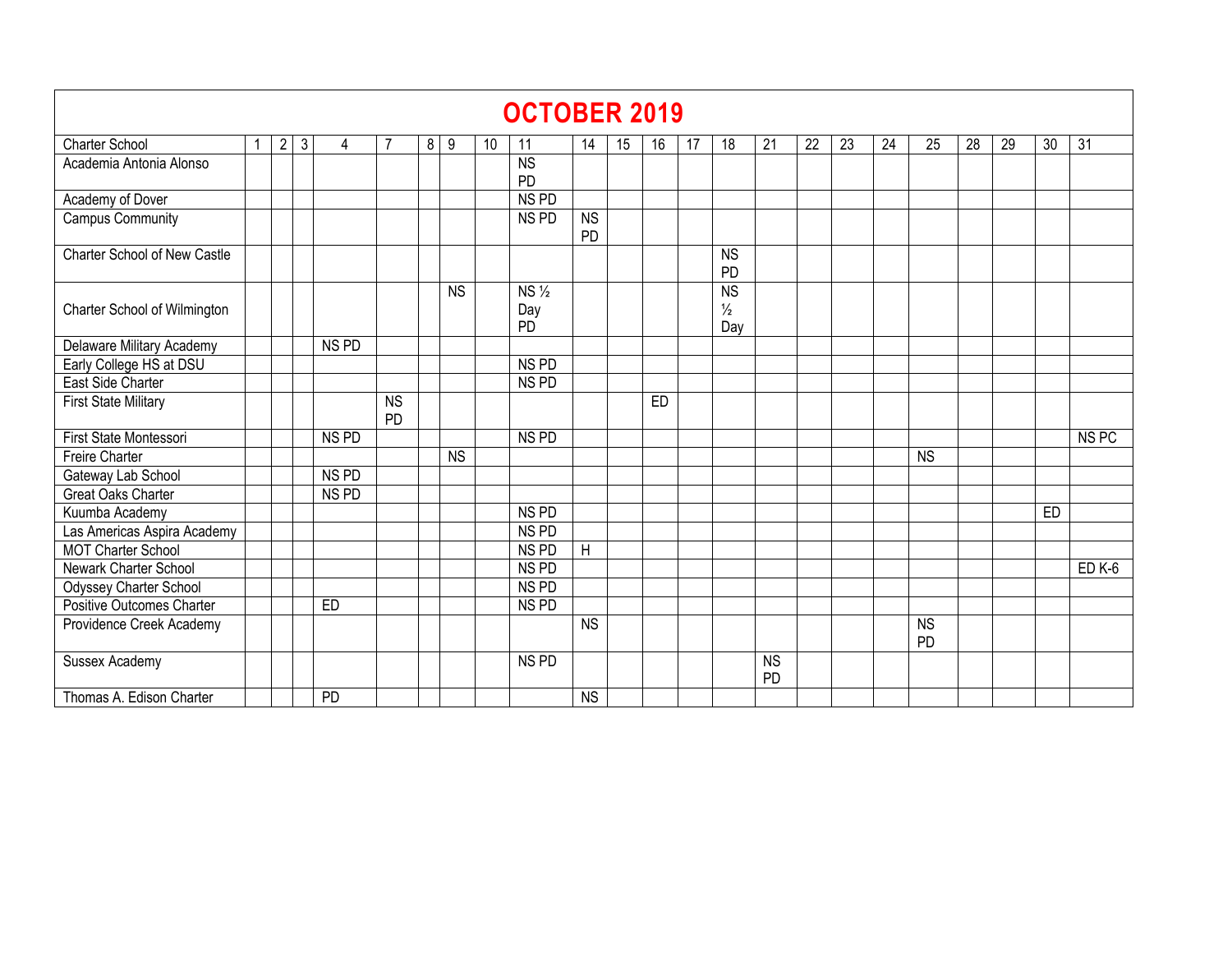# OCTOBER 2019

| Charter School | 1 | 2 | 3 | 4 | 7 | 8 | 9 | 10 | 11 | 14 | 15 | 16 | 17 | 18 | 21 | 22 | 23 | 24 | 25 | 28 | 29 | 30 | 31 |
|---|---|---|---|---|---|---|---|---|---|---|---|---|---|---|---|---|---|---|---|---|---|---|---|
| Academia Antonia Alonso | | | | | | | | | NS PD | | | | | | | | | | | | | | |
| Academy of Dover | | | | | | | | | NS PD | | | | | | | | | | | | | | |
| Campus Community | | | | | | | | | NS PD | NS PD | | | | | | | | | | | | | |
| Charter School of New Castle | | | | | | | | | | | | | | NS PD | | | | | | | | | |
| Charter School of Wilmington | | | | | | | NS | | NS ½ Day PD | | | | | NS ½ Day | | | | | | | | | |
| Delaware Military Academy | | | | NS PD | | | | | | | | | | | | | | | | | | | |
| Early College HS at DSU | | | | | | | | | NS PD | | | | | | | | | | | | | | |
| East Side Charter | | | | | | | | | NS PD | | | | | | | | | | | | | | |
| First State Military | | | | | NS PD | | | | | | | ED | | | | | | | | | | | |
| First State Montessori | | | | NS PD | | | | | NS PD | | | | | | | | | | | | | | NS PC |
| Freire Charter | | | | | | | NS | | | | | | | | | | | | NS | | | | |
| Gateway Lab School | | | | NS PD | | | | | | | | | | | | | | | | | | | |
| Great Oaks Charter | | | | NS PD | | | | | | | | | | | | | | | | | | | |
| Kuumba Academy | | | | | | | | | NS PD | | | | | | | | | | | | | ED | |
| Las Americas Aspira Academy | | | | | | | | | NS PD | | | | | | | | | | | | | | |
| MOT Charter School | | | | | | | | | NS PD | H | | | | | | | | | | | | | |
| Newark Charter School | | | | | | | | | NS PD | | | | | | | | | | | | | | ED K-6 |
| Odyssey Charter School | | | | | | | | | NS PD | | | | | | | | | | | | | | |
| Positive Outcomes Charter | | | | ED | | | | | NS PD | | | | | | | | | | | | | | |
| Providence Creek Academy | | | | | | | | | | NS | | | | | | | | | NS PD | | | | |
| Sussex Academy | | | | | | | | | NS PD | | | | | | NS PD | | | | | | | | |
| Thomas A. Edison Charter | | | | PD | | | | | | NS | | | | | | | | | | | | | |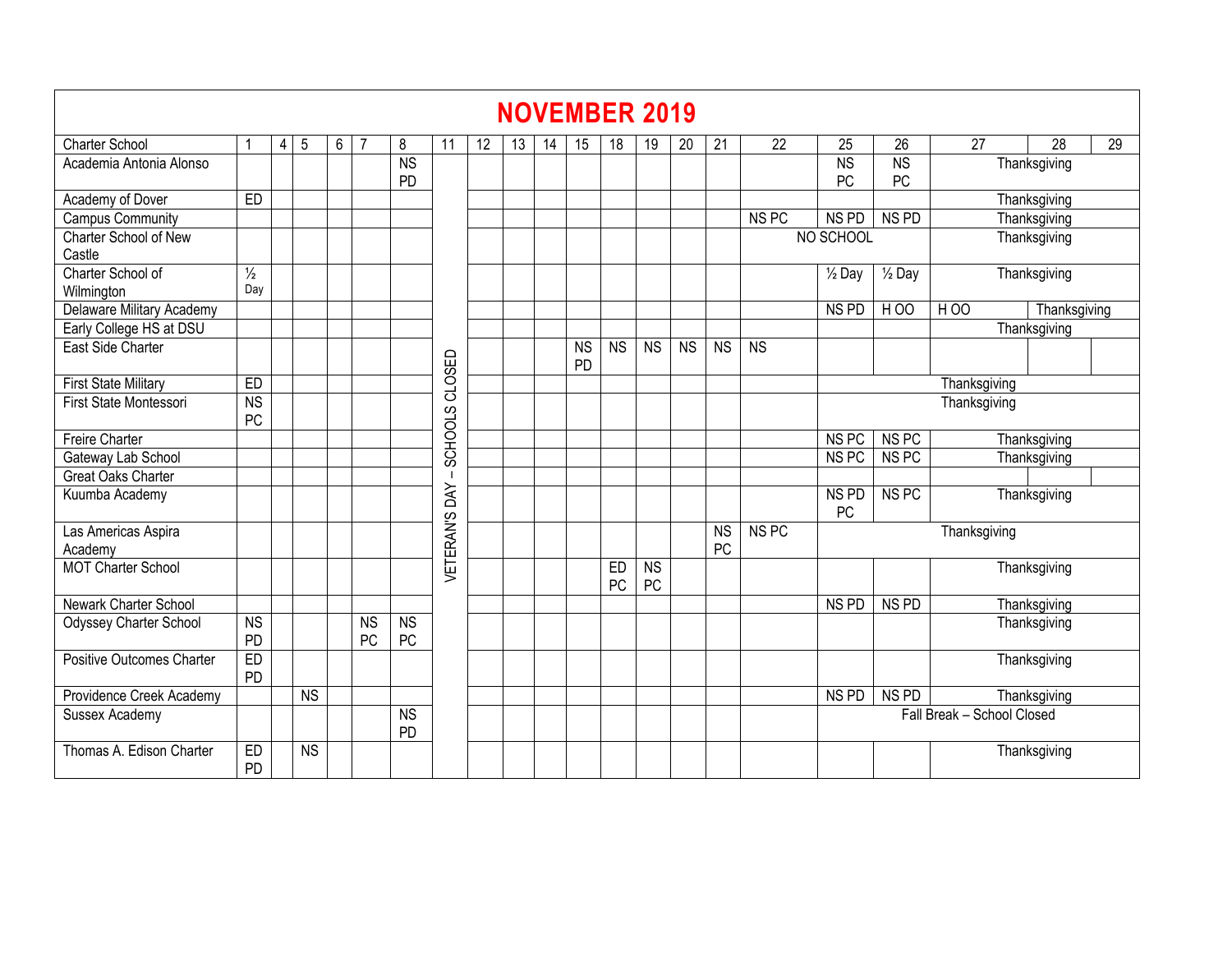# NOVEMBER 2019

| Charter School | 1 | 4 | 5 | 6 | 7 | 8 | 11 | 12 | 13 | 14 | 15 | 18 | 19 | 20 | 21 | 22 | 25 | 26 | 27 | 28 | 29 |
|---|---|---|---|---|---|---|---|---|---|---|---|---|---|---|---|---|---|---|---|---|---|
| Academia Antonia Alonso | | | | | | NS PD | VETERAN'S DAY – SCHOOLS CLOSED | | | | | | | | | | NS PC | NS PC | Thanksgiving | | |
| Academy of Dover | ED | | | | | | | | | | | | | | | | | | Thanksgiving | | |
| Campus Community | | | | | | | | | | | | | | | | NS PC | NS PD | NS PD | Thanksgiving | | |
| Charter School of New Castle | | | | | | | | | | | | | | | | NO SCHOOL | | | Thanksgiving | | |
| Charter School of Wilmington | ½ Day | | | | | | | | | | | | | | | | ½ Day | ½ Day | Thanksgiving | | |
| Delaware Military Academy | | | | | | | | | | | | | | | | | NS PD | H OO | H OO | Thanksgiving | |
| Early College HS at DSU | | | | | | | | | | | | | | | | | | | Thanksgiving | | |
| East Side Charter | | | | | | | | | | | NS PD | NS | NS | NS | NS | NS | | | | | |
| First State Military | ED | | | | | | | | | | | | | | | | Thanksgiving | | | | |
| First State Montessori | NS PC | | | | | | | | | | | | | | | | Thanksgiving | | | | |
| Freire Charter | | | | | | | | | | | | | | | | | NS PC | NS PC | Thanksgiving | | |
| Gateway Lab School | | | | | | | | | | | | | | | | | NS PC | NS PC | Thanksgiving | | |
| Great Oaks Charter | | | | | | | | | | | | | | | | | | | | | |
| Kuumba Academy | | | | | | | | | | | | | | | | | NS PD PC | NS PC | Thanksgiving | | |
| Las Americas Aspira Academy | | | | | | | | | | | | | | | NS PC | NS PC | Thanksgiving | | | | |
| MOT Charter School | | | | | | | | | | | | ED PC | NS PC | | | | | | Thanksgiving | | |
| Newark Charter School | | | | | | | | | | | | | | | | | NS PD | NS PD | Thanksgiving | | |
| Odyssey Charter School | NS PD | | | | NS PC | NS PC | | | | | | | | | | | | | Thanksgiving | | |
| Positive Outcomes Charter | ED PD | | | | | | | | | | | | | | | | | | Thanksgiving | | |
| Providence Creek Academy | | | NS | | | | | | | | | | | | | | NS PD | NS PD | Thanksgiving | | |
| Sussex Academy | | | | | | NS PD | | | | | | | | | | | Fall Break – School Closed | | | | |
| Thomas A. Edison Charter | ED PD | | NS | | | | | | | | | | | | | | | | Thanksgiving | | |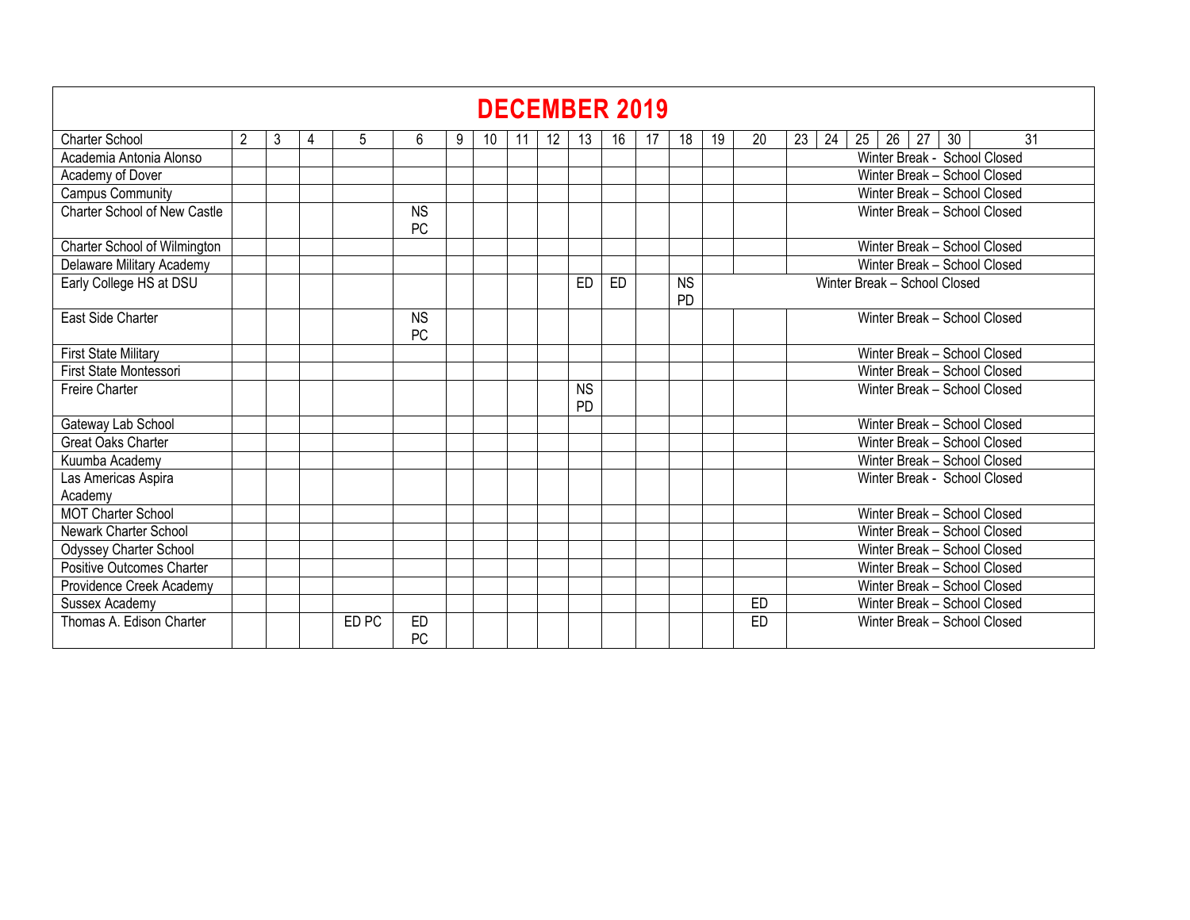# DECEMBER 2019

| Charter School | 2 | 3 | 4 | 5 | 6 | 9 | 10 | 11 | 12 | 13 | 16 | 17 | 18 | 19 | 20 | 23 | 24 | 25 | 26 | 27 | 30 | 31 |
|---|---|---|---|---|---|---|---|---|---|---|---|---|---|---|---|---|---|---|---|---|---|---|
| Academia Antonia Alonso | | | | | | | | | | | | | | | | Winter Break - School Closed | | | | | | |
| Academy of Dover | | | | | | | | | | | | | | | | Winter Break – School Closed | | | | | | |
| Campus Community | | | | | | | | | | | | | | | | Winter Break – School Closed | | | | | | |
| Charter School of New Castle | | | | | NS PC | | | | | | | | | | | Winter Break – School Closed | | | | | | |
| Charter School of Wilmington | | | | | | | | | | | | | | | | Winter Break – School Closed | | | | | | |
| Delaware Military Academy | | | | | | | | | | | | | | | | Winter Break – School Closed | | | | | | |
| Early College HS at DSU | | | | | | | | | | ED | ED | | NS PD | Winter Break – School Closed | | | | | | | | |
| East Side Charter | | | | | NS PC | | | | | | | | | | | Winter Break – School Closed | | | | | | |
| First State Military | | | | | | | | | | | | | | | | Winter Break – School Closed | | | | | | |
| First State Montessori | | | | | | | | | | | | | | | | Winter Break – School Closed | | | | | | |
| Freire Charter | | | | | | | | | | NS PD | | | | | | Winter Break – School Closed | | | | | | |
| Gateway Lab School | | | | | | | | | | | | | | | | Winter Break – School Closed | | | | | | |
| Great Oaks Charter | | | | | | | | | | | | | | | | Winter Break – School Closed | | | | | | |
| Kuumba Academy | | | | | | | | | | | | | | | | Winter Break – School Closed | | | | | | |
| Las Americas Aspira Academy | | | | | | | | | | | | | | | | Winter Break - School Closed | | | | | | |
| MOT Charter School | | | | | | | | | | | | | | | | Winter Break – School Closed | | | | | | |
| Newark Charter School | | | | | | | | | | | | | | | | Winter Break – School Closed | | | | | | |
| Odyssey Charter School | | | | | | | | | | | | | | | | Winter Break – School Closed | | | | | | |
| Positive Outcomes Charter | | | | | | | | | | | | | | | | Winter Break – School Closed | | | | | | |
| Providence Creek Academy | | | | | | | | | | | | | | | | Winter Break – School Closed | | | | | | |
| Sussex Academy | | | | | | | | | | | | | | | ED | Winter Break – School Closed | | | | | | |
| Thomas A. Edison Charter | | | | ED PC | ED PC | | | | | | | | | | ED | Winter Break – School Closed | | | | | | |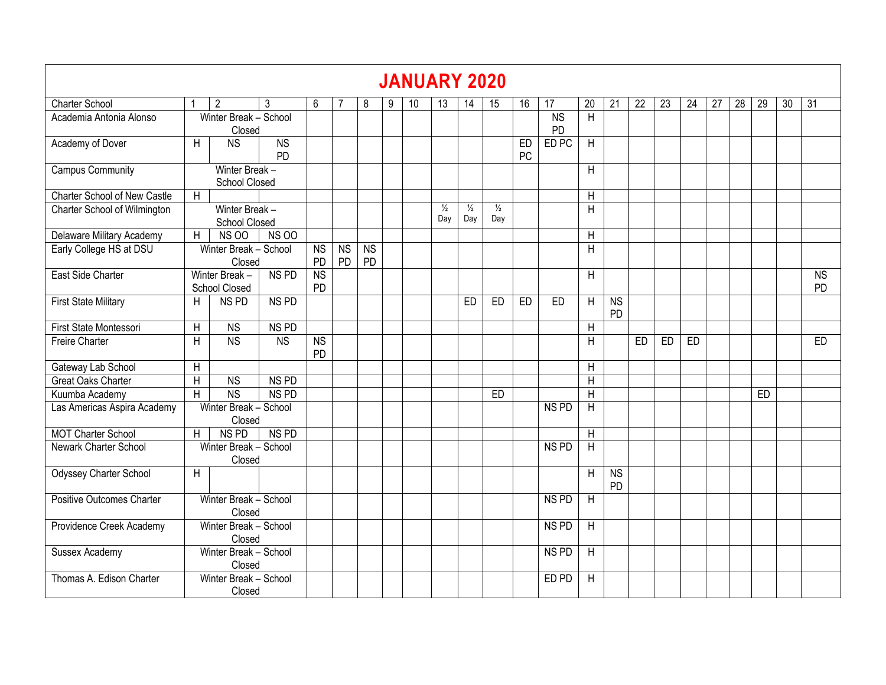# JANUARY 2020

| Charter School | 1 | 2 | 3 | 6 | 7 | 8 | 9 | 10 | 13 | 14 | 15 | 16 | 17 | 20 | 21 | 22 | 23 | 24 | 27 | 28 | 29 | 30 | 31 |
|---|---|---|---|---|---|---|---|---|---|---|---|---|---|---|---|---|---|---|---|---|---|---|---|
| Academia Antonia Alonso | Winter Break – School Closed | | | | | | | | | | | | NS PD | H | | | | | | | | | |
| Academy of Dover | H | NS | NS PD | | | | | | | | | ED PC | ED PC | H | | | | | | | | | |
| Campus Community | Winter Break – School Closed | | | | | | | | | | | | | H | | | | | | | | | |
| Charter School of New Castle | H | | | | | | | | | | | | | H | | | | | | | | | |
| Charter School of Wilmington | Winter Break – School Closed | | | | | | | | ½ Day | ½ Day | ½ Day | | | H | | | | | | | | | |
| Delaware Military Academy | H | NS OO | NS OO | | | | | | | | | | | H | | | | | | | | | |
| Early College HS at DSU | Winter Break – School Closed | | | NS PD | NS PD | NS PD | | | | | | | | H | | | | | | | | | |
| East Side Charter | Winter Break – School Closed | | NS PD | NS PD | | | | | | | | | | H | | | | | | | | | NS PD |
| First State Military | H | NS PD | NS PD | | | | | | | ED | ED | ED | ED | H | NS PD | | | | | | | | |
| First State Montessori | H | NS | NS PD | | | | | | | | | | | H | | | | | | | | | |
| Freire Charter | H | NS | NS | NS PD | | | | | | | | | | H | | ED | ED | ED | | | | | ED |
| Gateway Lab School | H | | | | | | | | | | | | | H | | | | | | | | | |
| Great Oaks Charter | H | NS | NS PD | | | | | | | | | | | H | | | | | | | | | |
| Kuumba Academy | H | NS | NS PD | | | | | | | | ED | | | H | | | | | | | ED | | |
| Las Americas Aspira Academy | Winter Break – School Closed | | | | | | | | | | | | NS PD | H | | | | | | | | | |
| MOT Charter School | H | NS PD | NS PD | | | | | | | | | | | H | | | | | | | | | |
| Newark Charter School | Winter Break – School Closed | | | | | | | | | | | | NS PD | H | | | | | | | | | |
| Odyssey Charter School | H | | | | | | | | | | | | | H | NS PD | | | | | | | | |
| Positive Outcomes Charter | Winter Break – School Closed | | | | | | | | | | | | NS PD | H | | | | | | | | | |
| Providence Creek Academy | Winter Break – School Closed | | | | | | | | | | | | NS PD | H | | | | | | | | | |
| Sussex Academy | Winter Break – School Closed | | | | | | | | | | | | NS PD | H | | | | | | | | | |
| Thomas A. Edison Charter | Winter Break – School Closed | | | | | | | | | | | | ED PD | H | | | | | | | | | |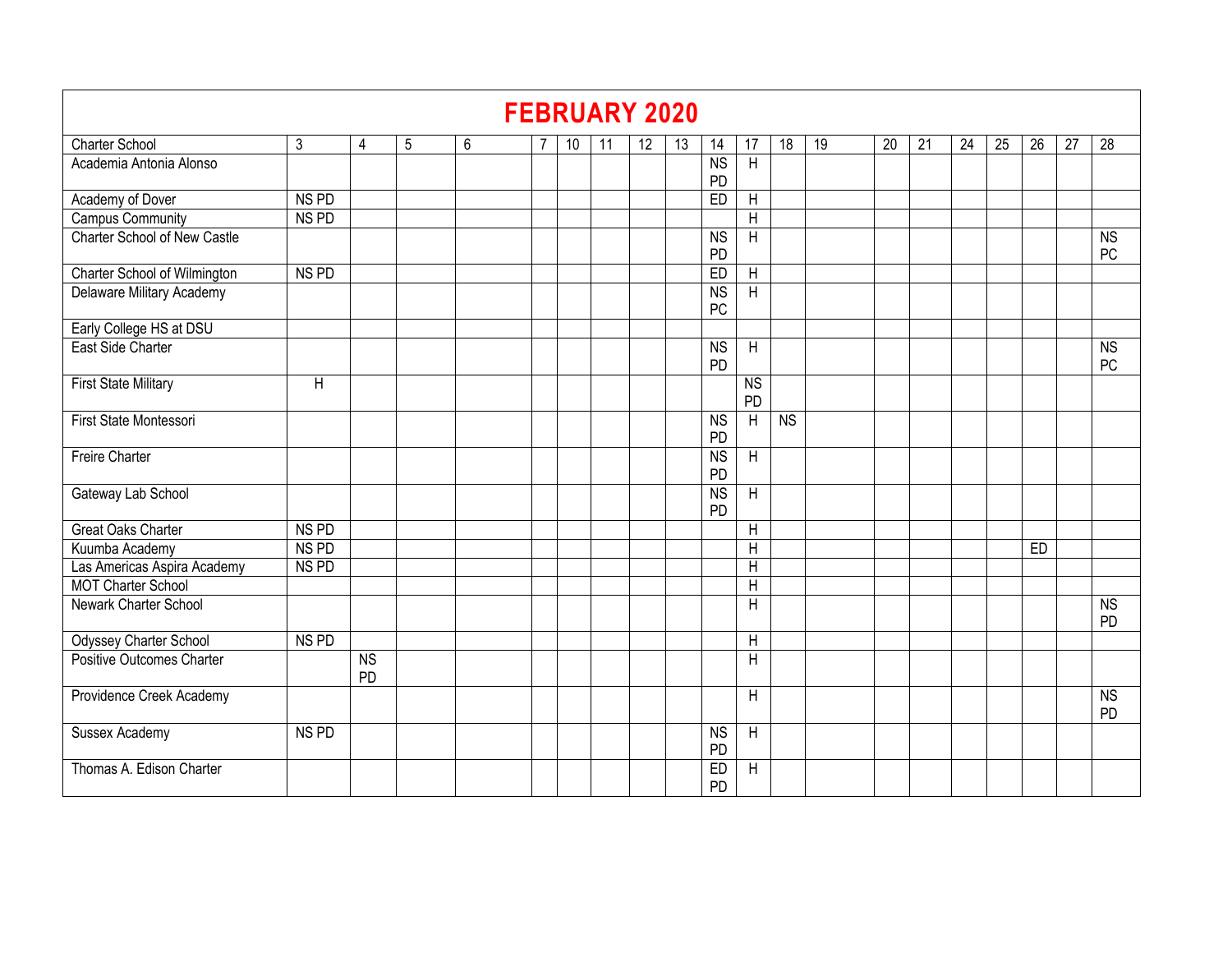# FEBRUARY 2020

| Charter School | 3 | 4 | 5 | 6 | 7 | 10 | 11 | 12 | 13 | 14 | 17 | 18 | 19 | 20 | 21 | 24 | 25 | 26 | 27 | 28 |
|---|---|---|---|---|---|---|---|---|---|---|---|---|---|---|---|---|---|---|---|---|
| Academia Antonia Alonso | | | | | | | | | | NS PD | H | | | | | | | | | |
| Academy of Dover | NS PD | | | | | | | | | ED | H | | | | | | | | | |
| Campus Community | NS PD | | | | | | | | | | H | | | | | | | | | |
| Charter School of New Castle | | | | | | | | | | NS PD | H | | | | | | | | | NS PC |
| Charter School of Wilmington | NS PD | | | | | | | | | ED | H | | | | | | | | | |
| Delaware Military Academy | | | | | | | | | | NS PC | H | | | | | | | | | |
| Early College HS at DSU | | | | | | | | | | | | | | | | | | | | |
| East Side Charter | | | | | | | | | | NS PD | H | | | | | | | | | NS PC |
| First State Military | H | | | | | | | | | | NS PD | | | | | | | | | |
| First State Montessori | | | | | | | | | | NS PD | H | NS | | | | | | | | |
| Freire Charter | | | | | | | | | | NS PD | H | | | | | | | | | |
| Gateway Lab School | | | | | | | | | | NS PD | H | | | | | | | | | |
| Great Oaks Charter | NS PD | | | | | | | | | | H | | | | | | | | | |
| Kuumba Academy | NS PD | | | | | | | | | | H | | | | | | | ED | | |
| Las Americas Aspira Academy | NS PD | | | | | | | | | | H | | | | | | | | | |
| MOT Charter School | | | | | | | | | | | H | | | | | | | | | |
| Newark Charter School | | | | | | | | | | | H | | | | | | | | | NS PD |
| Odyssey Charter School | NS PD | | | | | | | | | | H | | | | | | | | | |
| Positive Outcomes Charter | | NS PD | | | | | | | | | H | | | | | | | | | |
| Providence Creek Academy | | | | | | | | | | | H | | | | | | | | | NS PD |
| Sussex Academy | NS PD | | | | | | | | | NS PD | H | | | | | | | | | |
| Thomas A. Edison Charter | | | | | | | | | | ED PD | H | | | | | | | | | |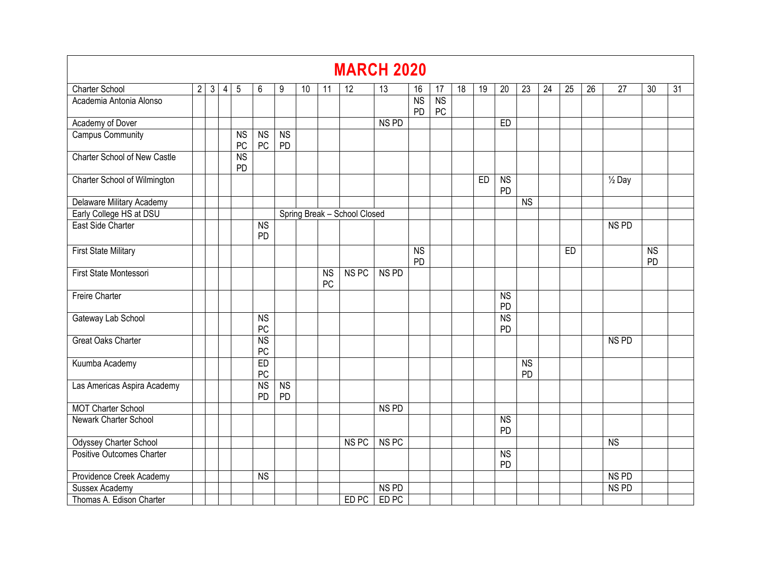# MARCH 2020

| Charter School | 2 | 3 | 4 | 5 | 6 | 9 | 10 | 11 | 12 | 13 | 16 | 17 | 18 | 19 | 20 | 23 | 24 | 25 | 26 | 27 | 30 | 31 |
|---|---|---|---|---|---|---|---|---|---|---|---|---|---|---|---|---|---|---|---|---|---|---|
| Academia Antonia Alonso | | | | | | | | | | | NS PD | NS PC | | | | | | | | | | |
| Academy of Dover | | | | | | | | | | NS PD | | | | | ED | | | | | | | |
| Campus Community | | | | NS PC | NS PC | NS PD | | | | | | | | | | | | | | | | |
| Charter School of New Castle | | | | NS PD | | | | | | | | | | | | | | | | | | |
| Charter School of Wilmington | | | | | | | | | | | | | | ED | NS PD | | | | | ½ Day | | |
| Delaware Military Academy | | | | | | | | | | | | | | | | NS | | | | | | |
| Early College HS at DSU | | | | | | Spring Break – School Closed | | | | | | | | | | | | | | | | |
| East Side Charter | | | | | NS PD | | | | | | | | | | | | | | | NS PD | | |
| First State Military | | | | | | | | | | | NS PD | | | | | | | ED | | | NS PD | |
| First State Montessori | | | | | | | | NS PC | NS PC | NS PD | | | | | | | | | | | | |
| Freire Charter | | | | | | | | | | | | | | | NS PD | | | | | | | |
| Gateway Lab School | | | | | NS PC | | | | | | | | | | NS PD | | | | | | | |
| Great Oaks Charter | | | | | NS PC | | | | | | | | | | | | | | | NS PD | | |
| Kuumba Academy | | | | | ED PC | | | | | | | | | | | NS PD | | | | | | |
| Las Americas Aspira Academy | | | | | NS PD | NS PD | | | | | | | | | | | | | | | | |
| MOT Charter School | | | | | | | | | | NS PD | | | | | | | | | | | | |
| Newark Charter School | | | | | | | | | | | | | | | NS PD | | | | | | | |
| Odyssey Charter School | | | | | | | | | NS PC | NS PC | | | | | | | | | | NS | | |
| Positive Outcomes Charter | | | | | | | | | | | | | | | NS PD | | | | | | | |
| Providence Creek Academy | | | | | NS | | | | | | | | | | | | | | | NS PD | | |
| Sussex Academy | | | | | | | | | | NS PD | | | | | | | | | | NS PD | | |
| Thomas A. Edison Charter | | | | | | | | | ED PC | ED PC | | | | | | | | | | | | |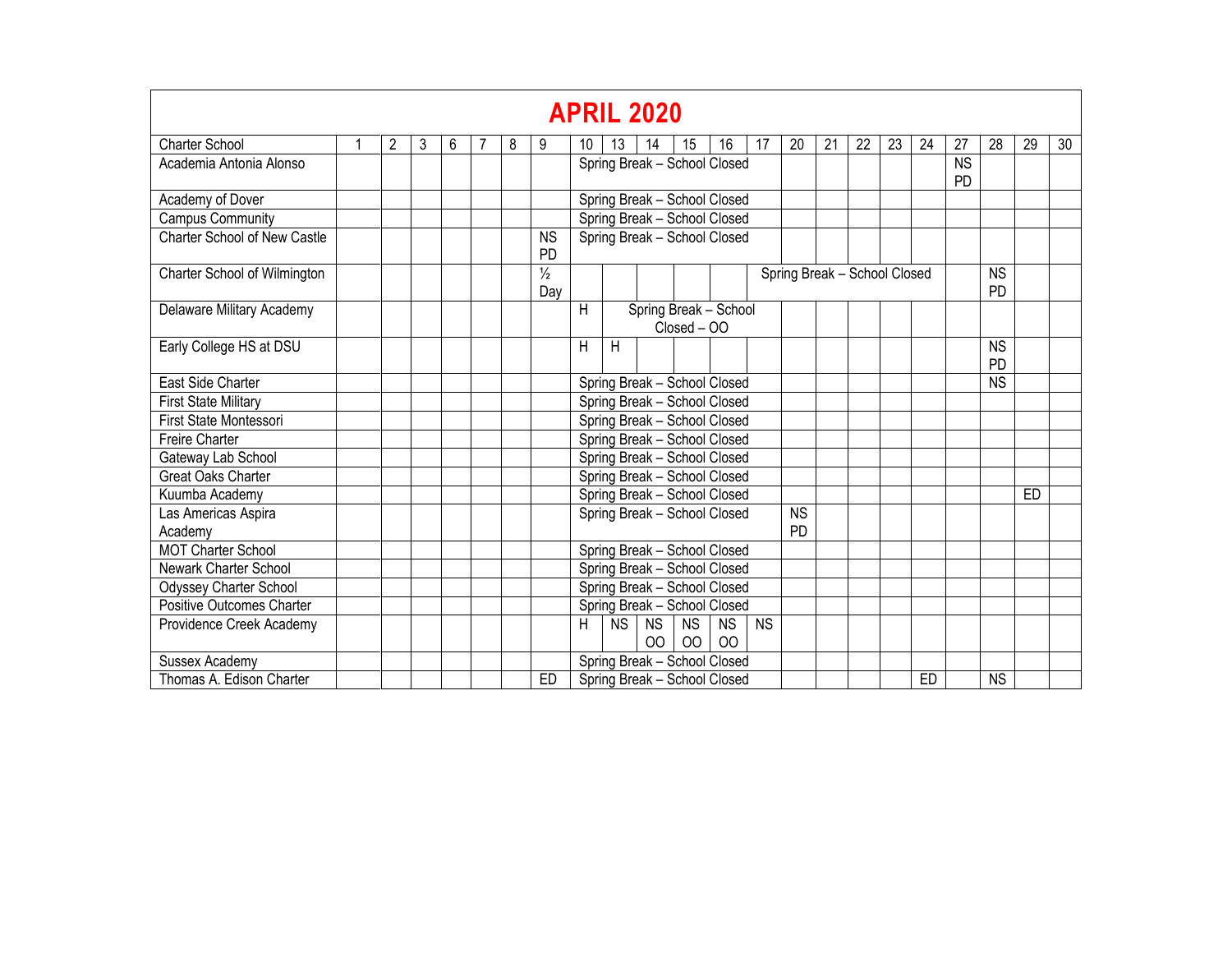# APRIL 2020

| Charter School | 1 | 2 | 3 | 6 | 7 | 8 | 9 | 10 | 13 | 14 | 15 | 16 | 17 | 20 | 21 | 22 | 23 | 24 | 27 | 28 | 29 | 30 |
|---|---|---|---|---|---|---|---|---|---|---|---|---|---|---|---|---|---|---|---|---|---|---|
| Academia Antonia Alonso | | | | | | | | Spring Break – School Closed | | | | | | | | | | | NS PD | | | |
| Academy of Dover | | | | | | | | Spring Break – School Closed | | | | | | | | | | | | | | |
| Campus Community | | | | | | | | Spring Break – School Closed | | | | | | | | | | | | | | |
| Charter School of New Castle | | | | | | | NS PD | Spring Break – School Closed | | | | | | | | | | | | | | |
| Charter School of Wilmington | | | | | | | ½ Day | | | | | | Spring Break – School Closed | | | | | | | NS PD | | |
| Delaware Military Academy | | | | | | | | H | Spring Break – School Closed – OO | | | | | | | | | | | | | |
| Early College HS at DSU | | | | | | | | H | H | | | | | | | | | | | NS PD | | |
| East Side Charter | | | | | | | | Spring Break – School Closed | | | | | | | | | | | | NS | | |
| First State Military | | | | | | | | Spring Break – School Closed | | | | | | | | | | | | | | |
| First State Montessori | | | | | | | | Spring Break – School Closed | | | | | | | | | | | | | | |
| Freire Charter | | | | | | | | Spring Break – School Closed | | | | | | | | | | | | | | |
| Gateway Lab School | | | | | | | | Spring Break – School Closed | | | | | | | | | | | | | | |
| Great Oaks Charter | | | | | | | | Spring Break – School Closed | | | | | | | | | | | | | | |
| Kuumba Academy | | | | | | | | Spring Break – School Closed | | | | | | | | | | | | | ED | |
| Las Americas Aspira Academy | | | | | | | | Spring Break – School Closed | | | | | | NS PD | | | | | | | | |
| MOT Charter School | | | | | | | | Spring Break – School Closed | | | | | | | | | | | | | | |
| Newark Charter School | | | | | | | | Spring Break – School Closed | | | | | | | | | | | | | | |
| Odyssey Charter School | | | | | | | | Spring Break – School Closed | | | | | | | | | | | | | | |
| Positive Outcomes Charter | | | | | | | | Spring Break – School Closed | | | | | | | | | | | | | | |
| Providence Creek Academy | | | | | | | | H | NS | NS OO | NS OO | NS OO | NS | | | | | | | | | |
| Sussex Academy | | | | | | | | Spring Break – School Closed | | | | | | | | | | | | | | |
| Thomas A. Edison Charter | | | | | | | ED | Spring Break – School Closed | | | | | | | | | | ED | | NS | | |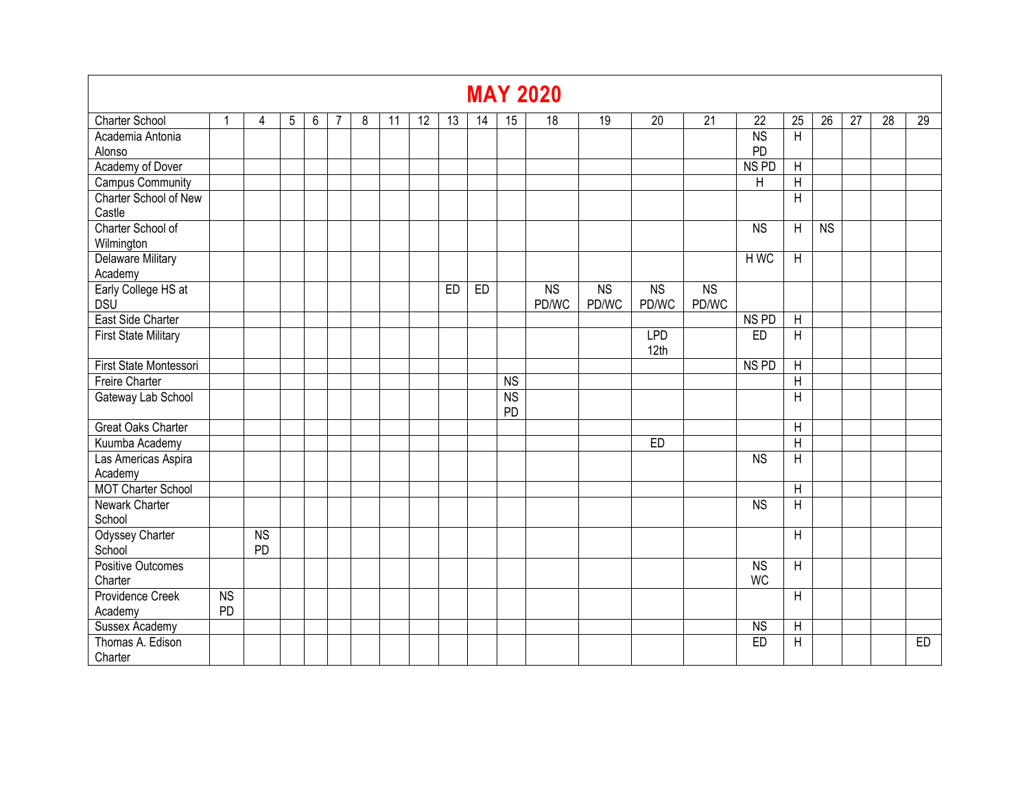# MAY 2020

| Charter School | 1 | 4 | 5 | 6 | 7 | 8 | 11 | 12 | 13 | 14 | 15 | 18 | 19 | 20 | 21 | 22 | 25 | 26 | 27 | 28 | 29 |
|---|---|---|---|---|---|---|---|---|---|---|---|---|---|---|---|---|---|---|---|---|---|
| Academia Antonia Alonso | | | | | | | | | | | | | | | | NS PD | H | | | | |
| Academy of Dover | | | | | | | | | | | | | | | | NS PD | H | | | | |
| Campus Community | | | | | | | | | | | | | | | | H | H | | | | |
| Charter School of New Castle | | | | | | | | | | | | | | | | | H | | | | |
| Charter School of Wilmington | | | | | | | | | | | | | | | | NS | H | NS | | | |
| Delaware Military Academy | | | | | | | | | | | | | | | | H WC | H | | | | |
| Early College HS at DSU | | | | | | | | | ED | ED | | NS PD/WC | NS PD/WC | NS PD/WC | NS PD/WC | | | | | | |
| East Side Charter | | | | | | | | | | | | | | | | NS PD | H | | | | |
| First State Military | | | | | | | | | | | | | | LPD 12th | | ED | H | | | | |
| First State Montessori | | | | | | | | | | | | | | | | NS PD | H | | | | |
| Freire Charter | | | | | | | | | | | NS | | | | | | H | | | | |
| Gateway Lab School | | | | | | | | | | | NS PD | | | | | | H | | | | |
| Great Oaks Charter | | | | | | | | | | | | | | | | | H | | | | |
| Kuumba Academy | | | | | | | | | | | | | | ED | | | H | | | | |
| Las Americas Aspira Academy | | | | | | | | | | | | | | | | NS | H | | | | |
| MOT Charter School | | | | | | | | | | | | | | | | | H | | | | |
| Newark Charter School | | | | | | | | | | | | | | | | NS | H | | | | |
| Odyssey Charter School | | NS PD | | | | | | | | | | | | | | | H | | | | |
| Positive Outcomes Charter | | | | | | | | | | | | | | | | NS WC | H | | | | |
| Providence Creek Academy | NS PD | | | | | | | | | | | | | | | | H | | | | |
| Sussex Academy | | | | | | | | | | | | | | | | NS | H | | | | |
| Thomas A. Edison Charter | | | | | | | | | | | | | | | | ED | H | | | | ED |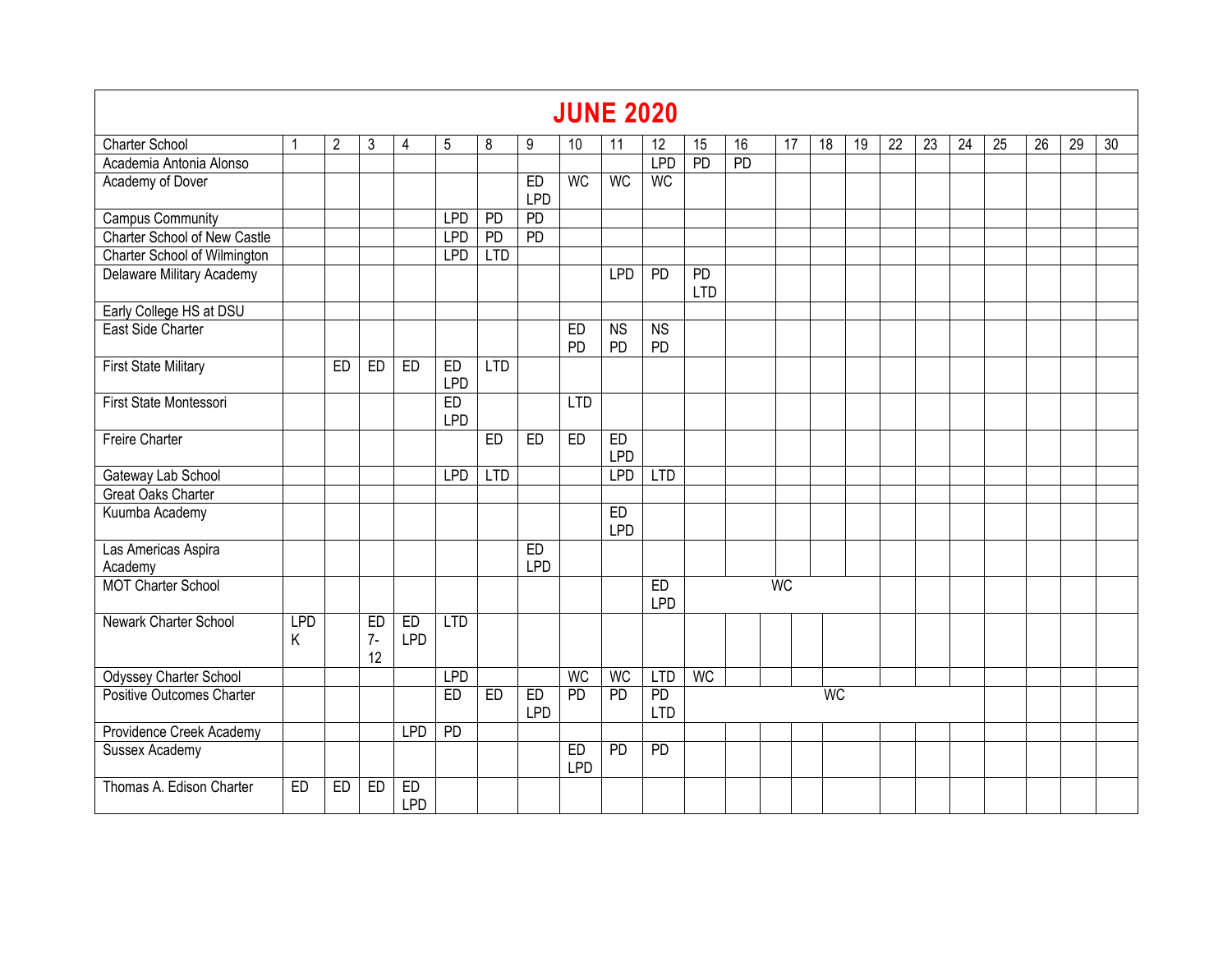# JUNE 2020

| Charter School | 1 | 2 | 3 | 4 | 5 | 8 | 9 | 10 | 11 | 12 | 15 | 16 | 17 | 18 | 19 | 22 | 23 | 24 | 25 | 26 | 29 | 30 |
|---|---|---|---|---|---|---|---|---|---|---|---|---|---|---|---|---|---|---|---|---|---|---|
| Academia Antonia Alonso | | | | | | | | | | LPD | PD | PD | | | | | | | | | | |
| Academy of Dover | | | | | | | ED LPD | WC | WC | WC | | | | | | | | | | | | |
| Campus Community | | | | | LPD | PD | PD | | | | | | | | | | | | | | | |
| Charter School of New Castle | | | | | LPD | PD | PD | | | | | | | | | | | | | | | |
| Charter School of Wilmington | | | | | LPD | LTD | | | | | | | | | | | | | | | | |
| Delaware Military Academy | | | | | | | | | LPD | PD | PD LTD | | | | | | | | | | | |
| Early College HS at DSU | | | | | | | | | | | | | | | | | | | | | | |
| East Side Charter | | | | | | | | ED PD | NS PD | NS PD | | | | | | | | | | | | |
| First State Military | | ED | ED | ED | ED LPD | LTD | | | | | | | | | | | | | | | | |
| First State Montessori | | | | | ED LPD | | | LTD | | | | | | | | | | | | | | |
| Freire Charter | | | | | | ED | ED | ED | ED LPD | | | | | | | | | | | | | |
| Gateway Lab School | | | | | LPD | LTD | | | LPD | LTD | | | | | | | | | | | | |
| Great Oaks Charter | | | | | | | | | | | | | | | | | | | | | | |
| Kuumba Academy | | | | | | | | | ED LPD | | | | | | | | | | | | | |
| Las Americas Aspira Academy | | | | | | | ED LPD | | | | | | | | | | | | | | | |
| MOT Charter School | | | | | | | | | | ED LPD | | | WC | | | | | | | | | |
| Newark Charter School | LPD K | | ED 7-12 | ED LPD | LTD | | | | | | | | | | | | | | | | | |
| Odyssey Charter School | | | | | LPD | | | WC | WC | LTD | WC | | | | | | | | | | | |
| Positive Outcomes Charter | | | | | ED | ED | ED LPD | PD | PD | PD LTD | | | | WC | | | | | | | | |
| Providence Creek Academy | | | | LPD | PD | | | | | | | | | | | | | | | | | |
| Sussex Academy | | | | | | | | ED LPD | PD | PD | | | | | | | | | | | | |
| Thomas A. Edison Charter | ED | ED | ED | ED LPD | | | | | | | | | | | | | | | | | | |